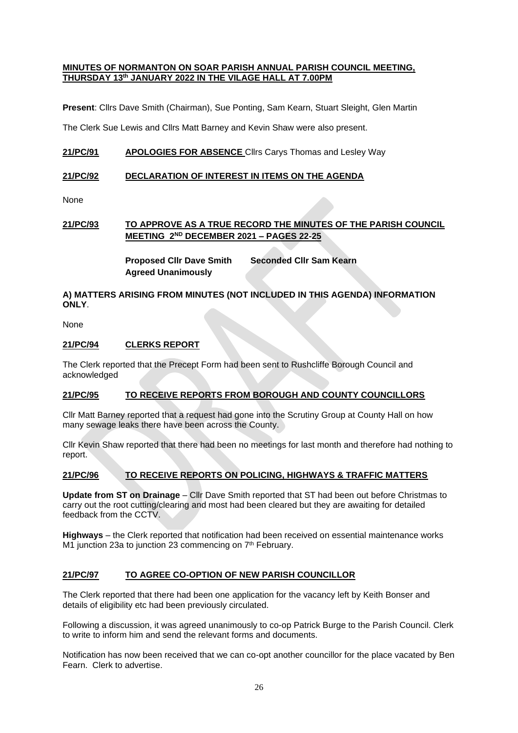**MINUTES OF NORMANTON ON SOAR PARISH ANNUAL PARISH COUNCIL MEETING, THURSDAY 13th JANUARY 2022 IN THE VILAGE HALL AT 7.00PM**

**Present**: Cllrs Dave Smith (Chairman), Sue Ponting, Sam Kearn, Stuart Sleight, Glen Martin

The Clerk Sue Lewis and Cllrs Matt Barney and Kevin Shaw were also present.

**21/PC/91 APOLOGIES FOR ABSENCE** Cllrs Carys Thomas and Lesley Way

**21/PC/92 DECLARATION OF INTEREST IN ITEMS ON THE AGENDA**

None

**21/PC/93 TO APPROVE AS A TRUE RECORD THE MINUTES OF THE PARISH COUNCIL MEETING 2ND DECEMBER 2021 – PAGES 22-25**

**Proposed Cllr Dave Smith Seconded Cllr Sam Kearn**
**Agreed Unanimously**

**A) MATTERS ARISING FROM MINUTES (NOT INCLUDED IN THIS AGENDA) INFORMATION ONLY**.

None

**21/PC/94 CLERKS REPORT**

The Clerk reported that the Precept Form had been sent to Rushcliffe Borough Council and acknowledged

**21/PC/95 TO RECEIVE REPORTS FROM BOROUGH AND COUNTY COUNCILLORS**

Cllr Matt Barney reported that a request had gone into the Scrutiny Group at County Hall on how many sewage leaks there have been across the County.

Cllr Kevin Shaw reported that there had been no meetings for last month and therefore had nothing to report.

**21/PC/96 TO RECEIVE REPORTS ON POLICING, HIGHWAYS & TRAFFIC MATTERS**

**Update from ST on Drainage** – Cllr Dave Smith reported that ST had been out before Christmas to carry out the root cutting/clearing and most had been cleared but they are awaiting for detailed feedback from the CCTV.

**Highways** – the Clerk reported that notification had been received on essential maintenance works M1 junction 23a to junction 23 commencing on 7th February.

**21/PC/97 TO AGREE CO-OPTION OF NEW PARISH COUNCILLOR**

The Clerk reported that there had been one application for the vacancy left by Keith Bonser and details of eligibility etc had been previously circulated.

Following a discussion, it was agreed unanimously to co-op Patrick Burge to the Parish Council. Clerk to write to inform him and send the relevant forms and documents.

Notification has now been received that we can co-opt another councillor for the place vacated by Ben Fearn. Clerk to advertise.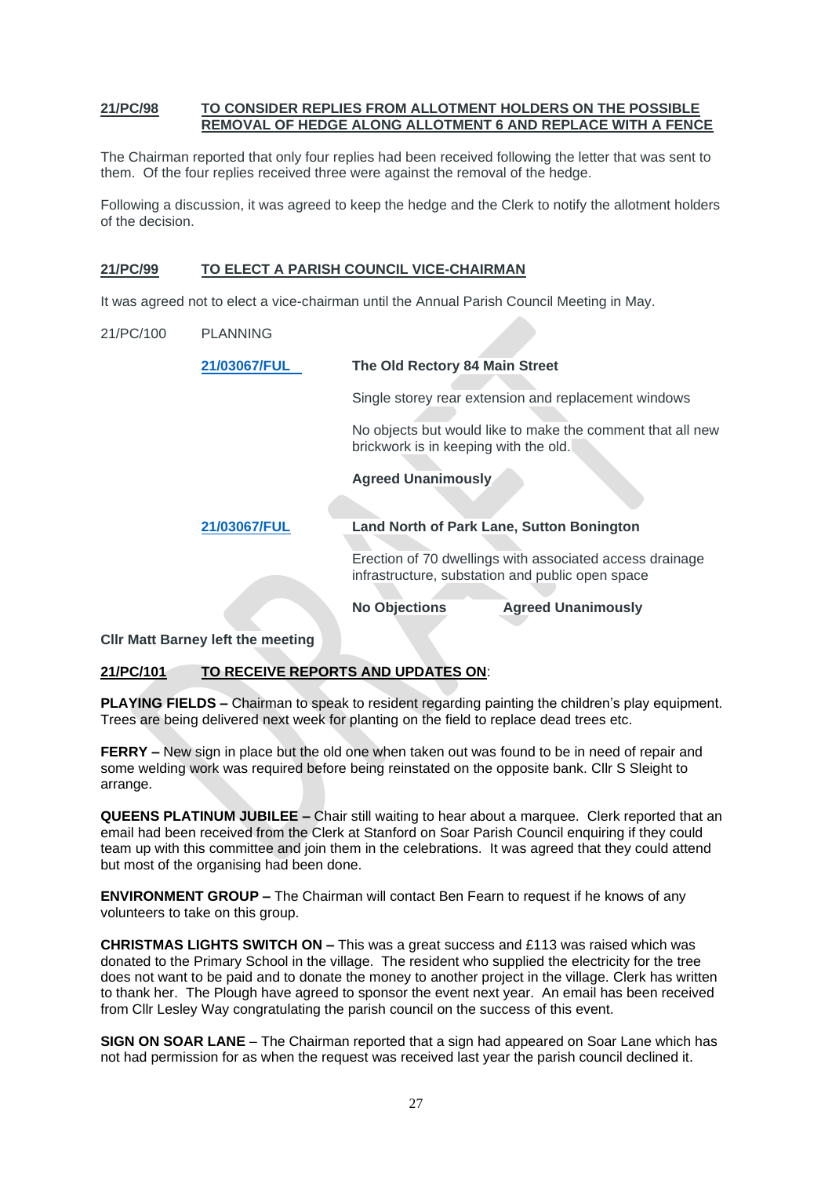**21/PC/98 TO CONSIDER REPLIES FROM ALLOTMENT HOLDERS ON THE POSSIBLE REMOVAL OF HEDGE ALONG ALLOTMENT 6 AND REPLACE WITH A FENCE**

The Chairman reported that only four replies had been received following the letter that was sent to them. Of the four replies received three were against the removal of the hedge.

Following a discussion, it was agreed to keep the hedge and the Clerk to notify the allotment holders of the decision.

**21/PC/99 TO ELECT A PARISH COUNCIL VICE-CHAIRMAN**

It was agreed not to elect a vice-chairman until the Annual Parish Council Meeting in May.

21/PC/100 PLANNING

**21/03067/FUL** — **The Old Rectory 84 Main Street**

Single storey rear extension and replacement windows

No objects but would like to make the comment that all new brickwork is in keeping with the old.

**Agreed Unanimously**

**21/03067/FUL** — **Land North of Park Lane, Sutton Bonington**

Erection of 70 dwellings with associated access drainage infrastructure, substation and public open space

**No Objections** **Agreed Unanimously**

**Cllr Matt Barney left the meeting**

**21/PC/101 TO RECEIVE REPORTS AND UPDATES ON:**

**PLAYING FIELDS –** Chairman to speak to resident regarding painting the children's play equipment. Trees are being delivered next week for planting on the field to replace dead trees etc.

**FERRY –** New sign in place but the old one when taken out was found to be in need of repair and some welding work was required before being reinstated on the opposite bank. Cllr S Sleight to arrange.

**QUEENS PLATINUM JUBILEE –** Chair still waiting to hear about a marquee. Clerk reported that an email had been received from the Clerk at Stanford on Soar Parish Council enquiring if they could team up with this committee and join them in the celebrations. It was agreed that they could attend but most of the organising had been done.

**ENVIRONMENT GROUP –** The Chairman will contact Ben Fearn to request if he knows of any volunteers to take on this group.

**CHRISTMAS LIGHTS SWITCH ON –** This was a great success and £113 was raised which was donated to the Primary School in the village. The resident who supplied the electricity for the tree does not want to be paid and to donate the money to another project in the village. Clerk has written to thank her. The Plough have agreed to sponsor the event next year. An email has been received from Cllr Lesley Way congratulating the parish council on the success of this event.

**SIGN ON SOAR LANE** – The Chairman reported that a sign had appeared on Soar Lane which has not had permission for as when the request was received last year the parish council declined it.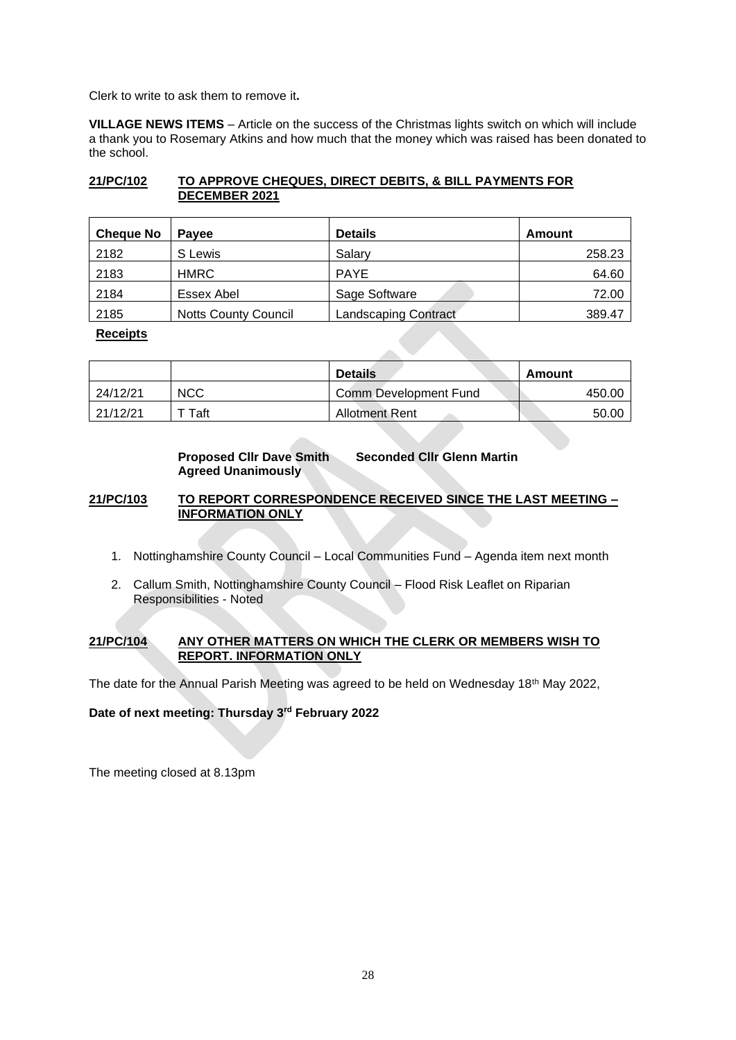Clerk to write to ask them to remove it**.**

**VILLAGE NEWS ITEMS** – Article on the success of the Christmas lights switch on which will include a thank you to Rosemary Atkins and how much that the money which was raised has been donated to the school.

**21/PC/102 TO APPROVE CHEQUES, DIRECT DEBITS, & BILL PAYMENTS FOR DECEMBER 2021**

| Cheque No | Payee | Details | Amount |
|---|---|---|---|
| 2182 | S Lewis | Salary | 258.23 |
| 2183 | HMRC | PAYE | 64.60 |
| 2184 | Essex Abel | Sage Software | 72.00 |
| 2185 | Notts County Council | Landscaping Contract | 389.47 |

**Receipts**

| | | Details | Amount |
|---|---|---|---|
| 24/12/21 | NCC | Comm Development Fund | 450.00 |
| 21/12/21 | T Taft | Allotment Rent | 50.00 |

**Proposed Cllr Dave Smith Seconded Cllr Glenn Martin**
**Agreed Unanimously**

**21/PC/103 TO REPORT CORRESPONDENCE RECEIVED SINCE THE LAST MEETING – INFORMATION ONLY**

1. Nottinghamshire County Council – Local Communities Fund – Agenda item next month
2. Callum Smith, Nottinghamshire County Council – Flood Risk Leaflet on Riparian Responsibilities - Noted

**21/PC/104 ANY OTHER MATTERS ON WHICH THE CLERK OR MEMBERS WISH TO REPORT. INFORMATION ONLY**

The date for the Annual Parish Meeting was agreed to be held on Wednesday 18th May 2022,

**Date of next meeting: Thursday 3rd February 2022**

The meeting closed at 8.13pm